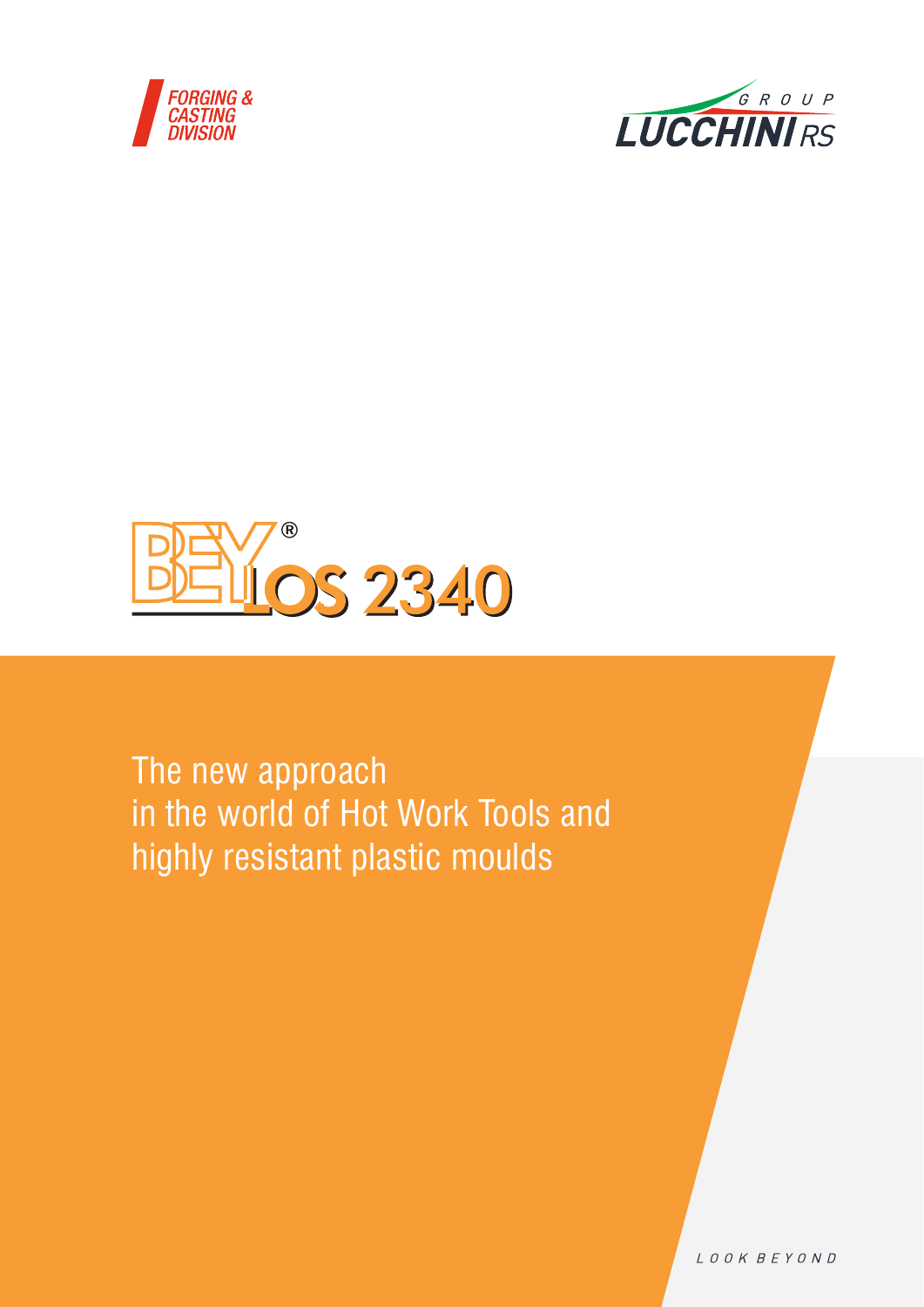FORGING & CASTING DIVISION

GROUP LUCCHINI RS

# BEYLOS® 2340

The new approach in the world of Hot Work Tools and highly resistant plastic moulds

LOOK BEYOND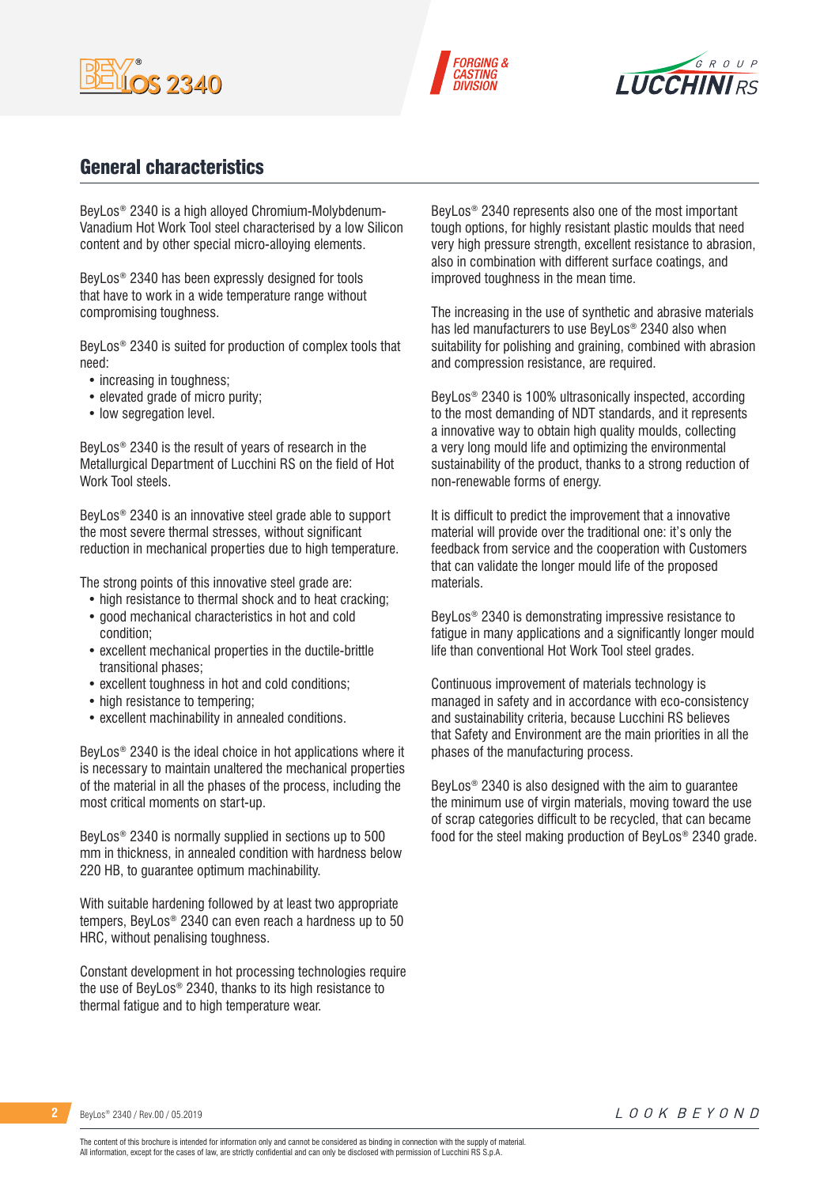## General characteristics

BeyLos® 2340 is a high alloyed Chromium-Molybdenum-Vanadium Hot Work Tool steel characterised by a low Silicon content and by other special micro-alloying elements.

BeyLos® 2340 has been expressly designed for tools that have to work in a wide temperature range without compromising toughness.

BeyLos® 2340 is suited for production of complex tools that need:

- increasing in toughness;
- elevated grade of micro purity;
- low segregation level.

BeyLos® 2340 is the result of years of research in the Metallurgical Department of Lucchini RS on the field of Hot Work Tool steels.

BeyLos® 2340 is an innovative steel grade able to support the most severe thermal stresses, without significant reduction in mechanical properties due to high temperature.

The strong points of this innovative steel grade are:

- high resistance to thermal shock and to heat cracking;
- good mechanical characteristics in hot and cold condition;
- excellent mechanical properties in the ductile-brittle transitional phases;
- excellent toughness in hot and cold conditions;
- high resistance to tempering;
- excellent machinability in annealed conditions.

BeyLos® 2340 is the ideal choice in hot applications where it is necessary to maintain unaltered the mechanical properties of the material in all the phases of the process, including the most critical moments on start-up.

BeyLos® 2340 is normally supplied in sections up to 500 mm in thickness, in annealed condition with hardness below 220 HB, to guarantee optimum machinability.

With suitable hardening followed by at least two appropriate tempers, BeyLos® 2340 can even reach a hardness up to 50 HRC, without penalising toughness.

Constant development in hot processing technologies require the use of BeyLos® 2340, thanks to its high resistance to thermal fatigue and to high temperature wear.

BeyLos® 2340 represents also one of the most important tough options, for highly resistant plastic moulds that need very high pressure strength, excellent resistance to abrasion, also in combination with different surface coatings, and improved toughness in the mean time.

The increasing in the use of synthetic and abrasive materials has led manufacturers to use BeyLos® 2340 also when suitability for polishing and graining, combined with abrasion and compression resistance, are required.

BeyLos® 2340 is 100% ultrasonically inspected, according to the most demanding of NDT standards, and it represents a innovative way to obtain high quality moulds, collecting a very long mould life and optimizing the environmental sustainability of the product, thanks to a strong reduction of non-renewable forms of energy.

It is difficult to predict the improvement that a innovative material will provide over the traditional one: it's only the feedback from service and the cooperation with Customers that can validate the longer mould life of the proposed materials.

BeyLos® 2340 is demonstrating impressive resistance to fatigue in many applications and a significantly longer mould life than conventional Hot Work Tool steel grades.

Continuous improvement of materials technology is managed in safety and in accordance with eco-consistency and sustainability criteria, because Lucchini RS believes that Safety and Environment are the main priorities in all the phases of the manufacturing process.

BeyLos® 2340 is also designed with the aim to guarantee the minimum use of virgin materials, moving toward the use of scrap categories difficult to be recycled, that can became food for the steel making production of BeyLos® 2340 grade.

The content of this brochure is intended for information only and cannot be considered as binding in connection with the supply of material.
All information, except for the cases of law, are strictly confidential and can only be disclosed with permission of Lucchini RS S.p.A.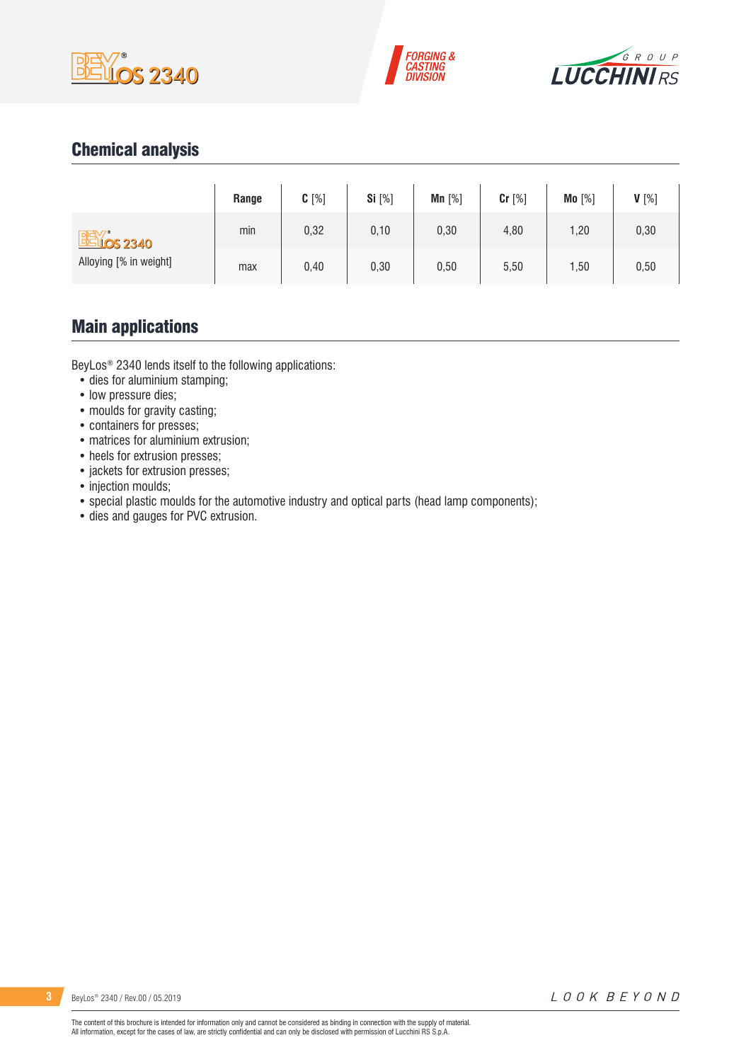## Chemical analysis

| | Range | C [%] | Si [%] | Mn [%] | Cr [%] | Mo [%] | V [%] |
|---|---|---|---|---|---|---|---|
| BeyLos® 2340<br>Alloying [% in weight] | min | 0,32 | 0,10 | 0,30 | 4,80 | 1,20 | 0,30 |
| | max | 0,40 | 0,30 | 0,50 | 5,50 | 1,50 | 0,50 |

## Main applications

BeyLos® 2340 lends itself to the following applications:

- dies for aluminium stamping;
- low pressure dies;
- moulds for gravity casting;
- containers for presses;
- matrices for aluminium extrusion;
- heels for extrusion presses;
- jackets for extrusion presses;
- injection moulds;
- special plastic moulds for the automotive industry and optical parts (head lamp components);
- dies and gauges for PVC extrusion.

The content of this brochure is intended for information only and cannot be considered as binding in connection with the supply of material.
All information, except for the cases of law, are strictly confidential and can only be disclosed with permission of Lucchini RS S.p.A.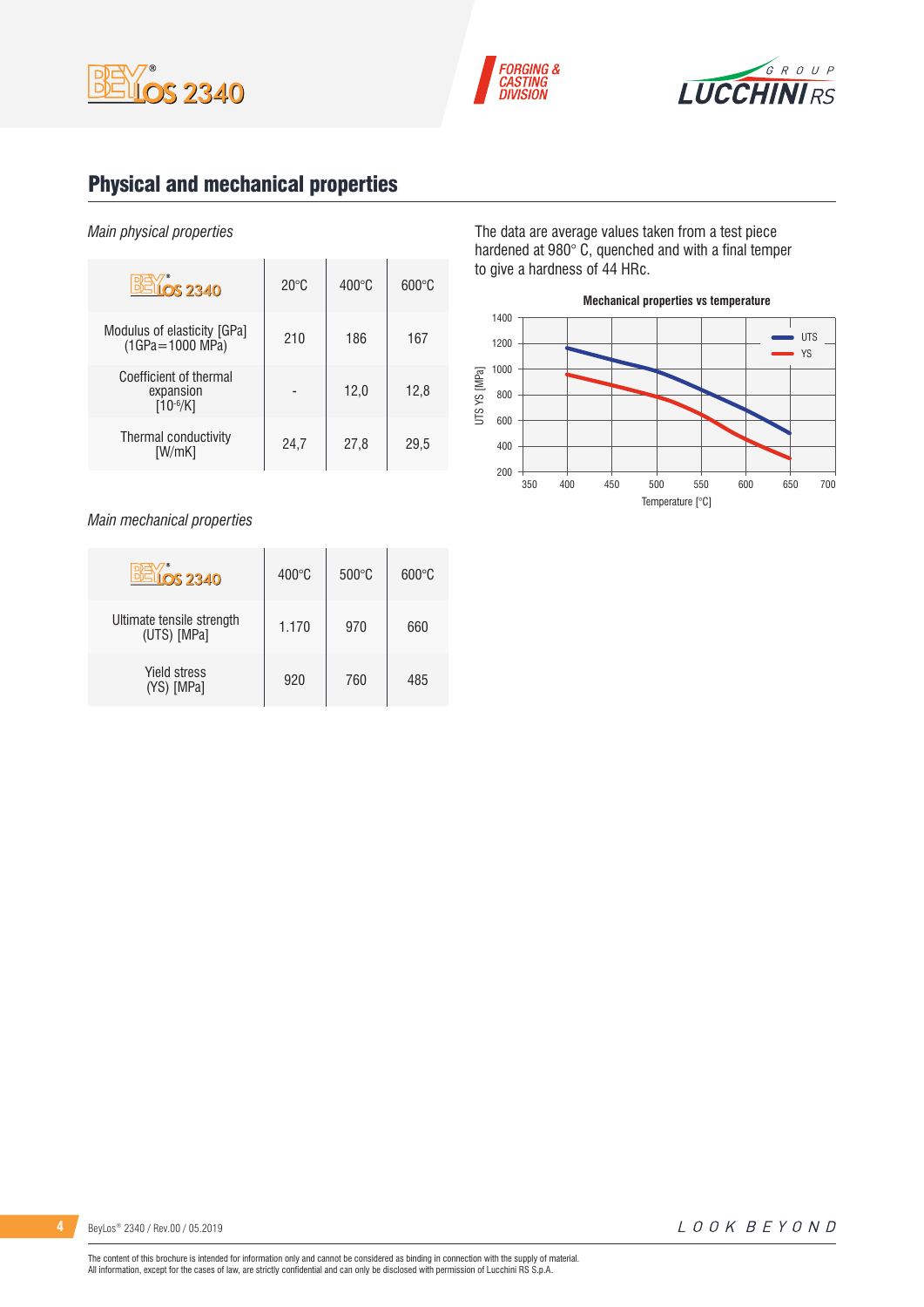## Physical and mechanical properties

*Main physical properties*

| BeyLos 2340 | 20°C | 400°C | 600°C |
|---|---|---|---|
| Modulus of elasticity [GPa] (1GPa=1000 MPa) | 210 | 186 | 167 |
| Coefficient of thermal expansion [$10^{-6}$/K] | - | 12,0 | 12,8 |
| Thermal conductivity [W/mK] | 24,7 | 27,8 | 29,5 |

The data are average values taken from a test piece hardened at 980° C, quenched and with a final temper to give a hardness of 44 HRc.

**Mechanical properties vs temperature**

*Main mechanical properties*

| BeyLos 2340 | 400°C | 500°C | 600°C |
|---|---|---|---|
| Ultimate tensile strength (UTS) [MPa] | 1.170 | 970 | 660 |
| Yield stress (YS) [MPa] | 920 | 760 | 485 |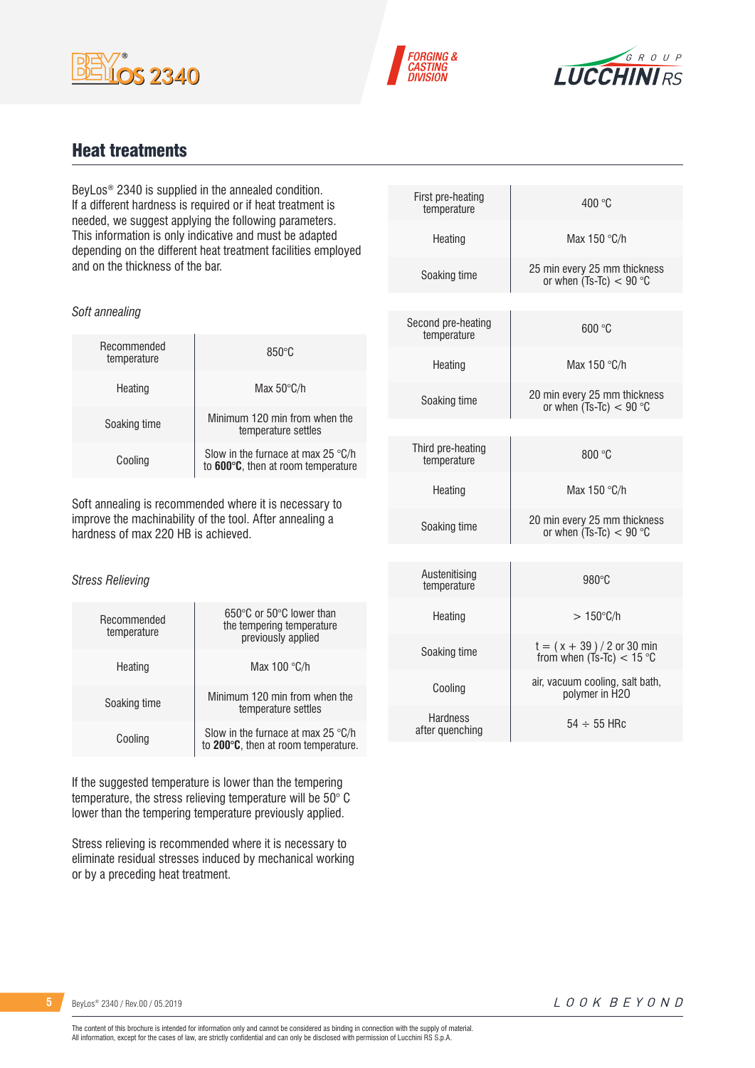## Heat treatments

BeyLos® 2340 is supplied in the annealed condition.
If a different hardness is required or if heat treatment is needed, we suggest applying the following parameters.
This information is only indicative and must be adapted depending on the different heat treatment facilities employed and on the thickness of the bar.

*Soft annealing*

| | |
|---|---|
| Recommended temperature | 850°C |
| Heating | Max 50°C/h |
| Soaking time | Minimum 120 min from when the temperature settles |
| Cooling | Slow in the furnace at max 25 °C/h to **600°C**, then at room temperature |

Soft annealing is recommended where it is necessary to improve the machinability of the tool. After annealing a hardness of max 220 HB is achieved.

*Stress Relieving*

| | |
|---|---|
| Recommended temperature | 650°C or 50°C lower than the tempering temperature previously applied |
| Heating | Max 100 °C/h |
| Soaking time | Minimum 120 min from when the temperature settles |
| Cooling | Slow in the furnace at max 25 °C/h to **200°C**, then at room temperature. |

If the suggested temperature is lower than the tempering temperature, the stress relieving temperature will be 50° C lower than the tempering temperature previously applied.

Stress relieving is recommended where it is necessary to eliminate residual stresses induced by mechanical working or by a preceding heat treatment.

| | |
|---|---|
| First pre-heating temperature | 400 °C |
| Heating | Max 150 °C/h |
| Soaking time | 25 min every 25 mm thickness or when (Ts-Tc) < 90 °C |

| | |
|---|---|
| Second pre-heating temperature | 600 °C |
| Heating | Max 150 °C/h |
| Soaking time | 20 min every 25 mm thickness or when (Ts-Tc) < 90 °C |

| | |
|---|---|
| Third pre-heating temperature | 800 °C |
| Heating | Max 150 °C/h |
| Soaking time | 20 min every 25 mm thickness or when (Ts-Tc) < 90 °C |

| | |
|---|---|
| Austenitising temperature | 980°C |
| Heating | > 150°C/h |
| Soaking time | t = ( x + 39 ) / 2 or 30 min from when (Ts-Tc) < 15 °C |
| Cooling | air, vacuum cooling, salt bath, polymer in H2O |
| Hardness after quenching | 54 ÷ 55 HRc |

The content of this brochure is intended for information only and cannot be considered as binding in connection with the supply of material.
All information, except for the cases of law, are strictly confidential and can only be disclosed with permission of Lucchini RS S.p.A.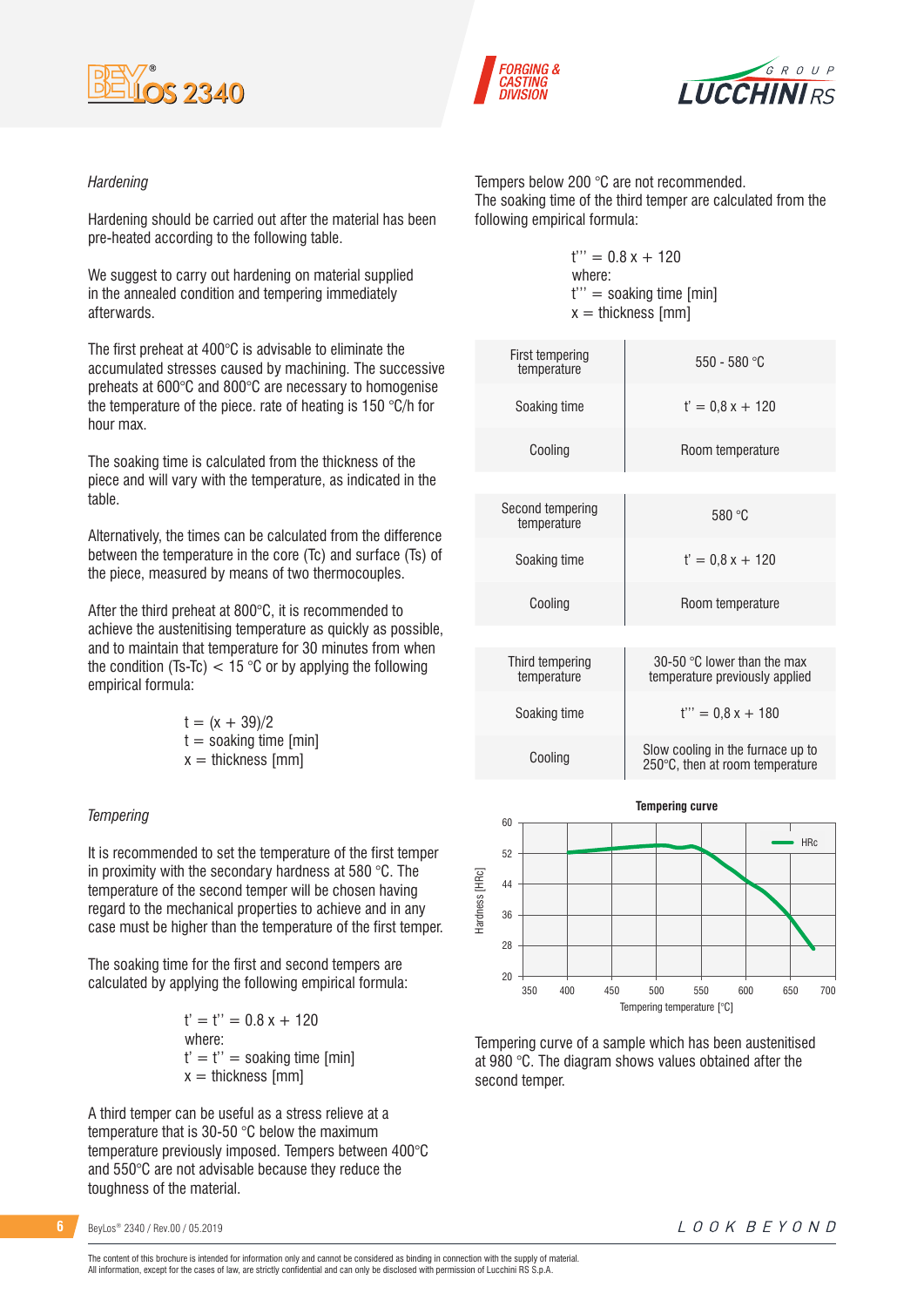*Hardening*

Hardening should be carried out after the material has been pre-heated according to the following table.

We suggest to carry out hardening on material supplied in the annealed condition and tempering immediately afterwards.

The first preheat at 400°C is advisable to eliminate the accumulated stresses caused by machining. The successive preheats at 600°C and 800°C are necessary to homogenise the temperature of the piece. rate of heating is 150 °C/h for hour max.

The soaking time is calculated from the thickness of the piece and will vary with the temperature, as indicated in the table.

Alternatively, the times can be calculated from the difference between the temperature in the core (Tc) and surface (Ts) of the piece, measured by means of two thermocouples.

After the third preheat at 800°C, it is recommended to achieve the austenitising temperature as quickly as possible, and to maintain that temperature for 30 minutes from when the condition (Ts-Tc) < 15 °C or by applying the following empirical formula:

$$t = (x + 39)/2$$

$t$ = soaking time [min]
$x$ = thickness [mm]

*Tempering*

It is recommended to set the temperature of the first temper in proximity with the secondary hardness at 580 °C. The temperature of the second temper will be chosen having regard to the mechanical properties to achieve and in any case must be higher than the temperature of the first temper.

The soaking time for the first and second tempers are calculated by applying the following empirical formula:

$$t' = t'' = 0.8\,x + 120$$

where:
$t' = t''$ = soaking time [min]
$x$ = thickness [mm]

A third temper can be useful as a stress relieve at a temperature that is 30-50 °C below the maximum temperature previously imposed. Tempers between 400°C and 550°C are not advisable because they reduce the toughness of the material.

Tempers below 200 °C are not recommended.
The soaking time of the third temper are calculated from the following empirical formula:

$$t''' = 0.8\,x + 120$$

where:
$t'''$ = soaking time [min]
$x$ = thickness [mm]

| First tempering temperature | 550 - 580 °C |
|---|---|
| Soaking time | $t' = 0{,}8\,x + 120$ |
| Cooling | Room temperature |

| Second tempering temperature | 580 °C |
|---|---|
| Soaking time | $t' = 0{,}8\,x + 120$ |
| Cooling | Room temperature |

| Third tempering temperature | 30-50 °C lower than the max temperature previously applied |
|---|---|
| Soaking time | $t''' = 0{,}8\,x + 180$ |
| Cooling | Slow cooling in the furnace up to 250°C, then at room temperature |

**Tempering curve**

Tempering curve of a sample which has been austenitised at 980 °C. The diagram shows values obtained after the second temper.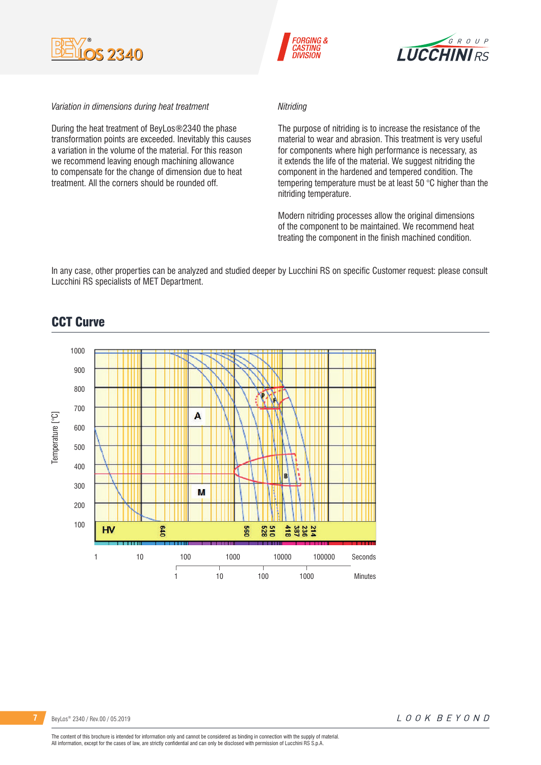*Variation in dimensions during heat treatment*

During the heat treatment of BeyLos®2340 the phase transformation points are exceeded. Inevitably this causes a variation in the volume of the material. For this reason we recommend leaving enough machining allowance to compensate for the change of dimension due to heat treatment. All the corners should be rounded off.

*Nitriding*

The purpose of nitriding is to increase the resistance of the material to wear and abrasion. This treatment is very useful for components where high performance is necessary, as it extends the life of the material. We suggest nitriding the component in the hardened and tempered condition. The tempering temperature must be at least 50 °C higher than the nitriding temperature.

Modern nitriding processes allow the original dimensions of the component to be maintained. We recommend heat treating the component in the finish machined condition.

In any case, other properties can be analyzed and studied deeper by Lucchini RS on specific Customer request: please consult Lucchini RS specialists of MET Department.

## CCT Curve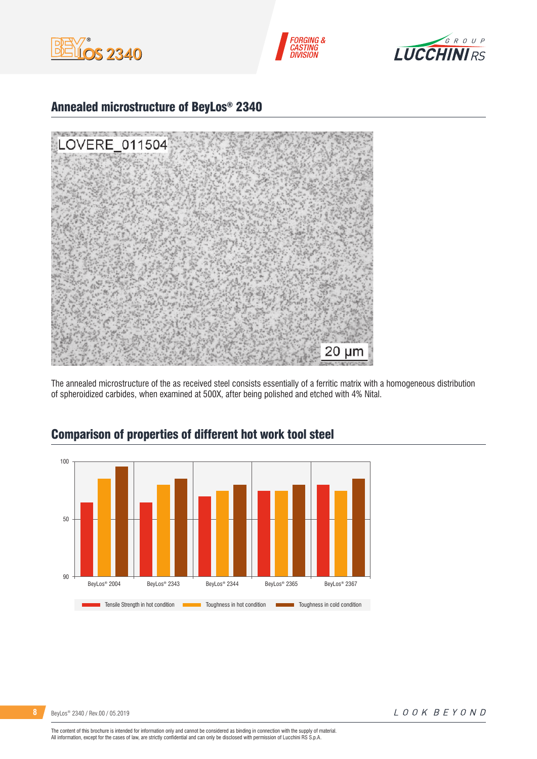## Annealed microstructure of BeyLos® 2340

LOVERE_011504

20 µm

The annealed microstructure of the as received steel consists essentially of a ferritic matrix with a homogeneous distribution of spheroidized carbides, when examined at 500X, after being polished and etched with 4% Nital.

## Comparison of properties of different hot work tool steel

100

50

90

BeyLos® 2004 BeyLos® 2343 BeyLos® 2344 BeyLos® 2365 BeyLos® 2367

Tensile Strength in hot condition   Toughness in hot condition   Toughness in cold condition

The content of this brochure is intended for information only and cannot be considered as binding in connection with the supply of material.
All information, except for the cases of law, are strictly confidential and can only be disclosed with permission of Lucchini RS S.p.A.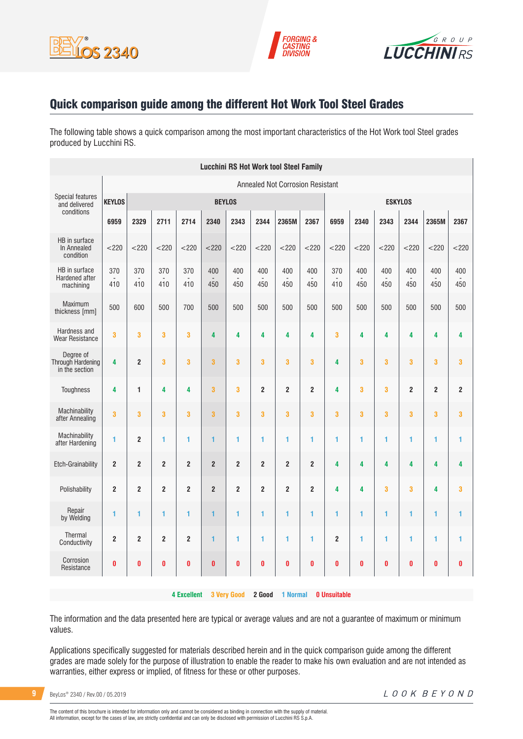## Quick comparison guide among the different Hot Work Tool Steel Grades

The following table shows a quick comparison among the most important characteristics of the Hot Work tool Steel grades produced by Lucchini RS.

| Lucchini RS Hot Work tool Steel Family | | | | | | | | | | | | | | | |
|---|---|---|---|---|---|---|---|---|---|---|---|---|---|---|---|
| Special features and delivered conditions | Annealed Not Corrosion Resistant | | | | | | | | | | | | | | |
| | KEYLOS | BEYLOS | | | | | | | | ESKYLOS | | | | | |
| | 6959 | 2329 | 2711 | 2714 | 2340 | 2343 | 2344 | 2365M | 2367 | 6959 | 2340 | 2343 | 2344 | 2365M | 2367 |
| HB in surface In Annealed condition | <220 | <220 | <220 | <220 | <220 | <220 | <220 | <220 | <220 | <220 | <220 | <220 | <220 | <220 | <220 |
| HB in surface Hardened after machining | 370 - 410 | 370 - 410 | 370 - 410 | 370 - 410 | 400 - 450 | 400 - 450 | 400 - 450 | 400 - 450 | 400 - 450 | 370 - 410 | 400 - 450 | 400 - 450 | 400 - 450 | 400 - 450 | 400 - 450 |
| Maximum thickness [mm] | 500 | 600 | 500 | 700 | 500 | 500 | 500 | 500 | 500 | 500 | 500 | 500 | 500 | 500 | 500 |
| Hardness and Wear Resistance | 3 | 3 | 3 | 3 | 4 | 4 | 4 | 4 | 4 | 3 | 4 | 4 | 4 | 4 | 4 |
| Degree of Through Hardening in the section | 4 | 2 | 3 | 3 | 3 | 3 | 3 | 3 | 3 | 4 | 3 | 3 | 3 | 3 | 3 |
| Toughness | 4 | 1 | 4 | 4 | 3 | 3 | 2 | 2 | 2 | 4 | 3 | 3 | 2 | 2 | 2 |
| Machinability after Annealing | 3 | 3 | 3 | 3 | 3 | 3 | 3 | 3 | 3 | 3 | 3 | 3 | 3 | 3 | 3 |
| Machinability after Hardening | 1 | 2 | 1 | 1 | 1 | 1 | 1 | 1 | 1 | 1 | 1 | 1 | 1 | 1 | 1 |
| Etch-Grainability | 2 | 2 | 2 | 2 | 2 | 2 | 2 | 2 | 2 | 4 | 4 | 4 | 4 | 4 | 4 |
| Polishability | 2 | 2 | 2 | 2 | 2 | 2 | 2 | 2 | 2 | 4 | 4 | 3 | 3 | 4 | 3 |
| Repair by Welding | 1 | 1 | 1 | 1 | 1 | 1 | 1 | 1 | 1 | 1 | 1 | 1 | 1 | 1 | 1 |
| Thermal Conductivity | 2 | 2 | 2 | 2 | 1 | 1 | 1 | 1 | 1 | 2 | 1 | 1 | 1 | 1 | 1 |
| Corrosion Resistance | 0 | 0 | 0 | 0 | 0 | 0 | 0 | 0 | 0 | 0 | 0 | 0 | 0 | 0 | 0 |

**4 Excellent** **3 Very Good** **2 Good** **1 Normal** **0 Unsuitable**

The information and the data presented here are typical or average values and are not a guarantee of maximum or minimum values.

Applications specifically suggested for materials described herein and in the quick comparison guide among the different grades are made solely for the purpose of illustration to enable the reader to make his own evaluation and are not intended as warranties, either express or implied, of fitness for these or other purposes.

The content of this brochure is intended for information only and cannot be considered as binding in connection with the supply of material.
All information, except for the cases of law, are strictly confidential and can only be disclosed with permission of Lucchini RS S.p.A.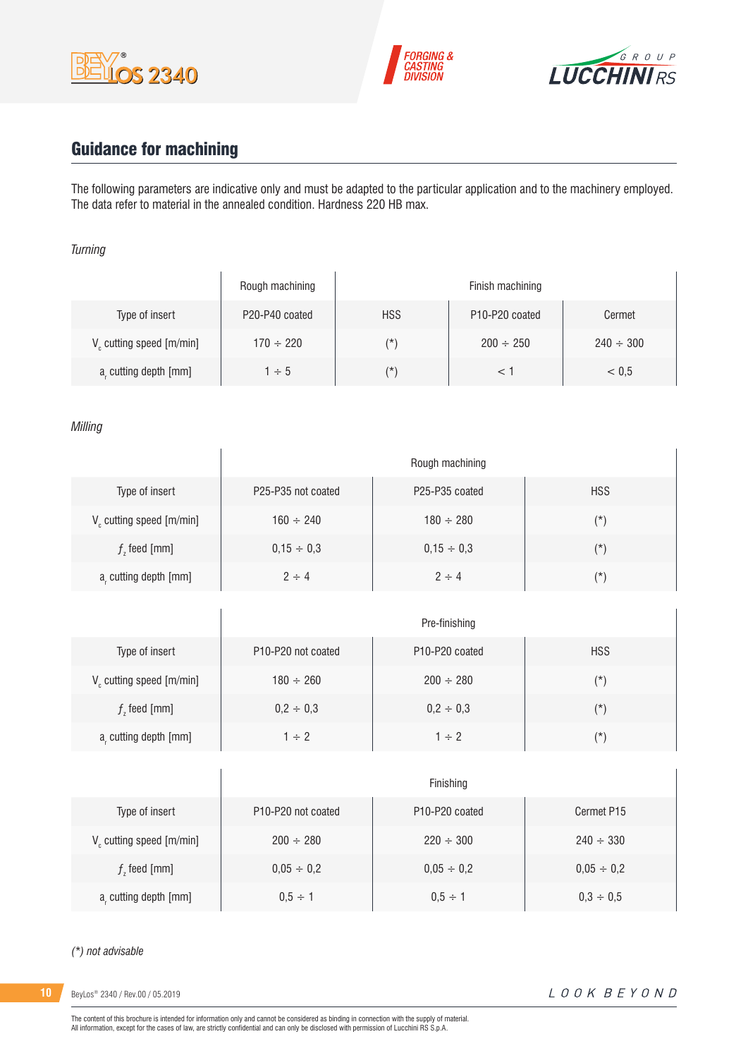## Guidance for machining

The following parameters are indicative only and must be adapted to the particular application and to the machinery employed. The data refer to material in the annealed condition. Hardness 220 HB max.

*Turning*

| | Rough machining | Finish machining | | |
|---|---|---|---|---|
| Type of insert | P20-P40 coated | HSS | P10-P20 coated | Cermet |
| $V_c$ cutting speed [m/min] | 170 ÷ 220 | (*) | 200 ÷ 250 | 240 ÷ 300 |
| $a_r$ cutting depth [mm] | 1 ÷ 5 | (*) | < 1 | < 0,5 |

*Milling*

| | Rough machining | | |
|---|---|---|---|
| Type of insert | P25-P35 not coated | P25-P35 coated | HSS |
| $V_c$ cutting speed [m/min] | 160 ÷ 240 | 180 ÷ 280 | (*) |
| $f_z$ feed [mm] | 0,15 ÷ 0,3 | 0,15 ÷ 0,3 | (*) |
| $a_r$ cutting depth [mm] | 2 ÷ 4 | 2 ÷ 4 | (*) |

| | Pre-finishing | | |
|---|---|---|---|
| Type of insert | P10-P20 not coated | P10-P20 coated | HSS |
| $V_c$ cutting speed [m/min] | 180 ÷ 260 | 200 ÷ 280 | (*) |
| $f_z$ feed [mm] | 0,2 ÷ 0,3 | 0,2 ÷ 0,3 | (*) |
| $a_r$ cutting depth [mm] | 1 ÷ 2 | 1 ÷ 2 | (*) |

| | Finishing | | |
|---|---|---|---|
| Type of insert | P10-P20 not coated | P10-P20 coated | Cermet P15 |
| $V_c$ cutting speed [m/min] | 200 ÷ 280 | 220 ÷ 300 | 240 ÷ 330 |
| $f_z$ feed [mm] | 0,05 ÷ 0,2 | 0,05 ÷ 0,2 | 0,05 ÷ 0,2 |
| $a_r$ cutting depth [mm] | 0,5 ÷ 1 | 0,5 ÷ 1 | 0,3 ÷ 0,5 |

*(*) not advisable*

The content of this brochure is intended for information only and cannot be considered as binding in connection with the supply of material.
All information, except for the cases of law, are strictly confidential and can only be disclosed with permission of Lucchini RS S.p.A.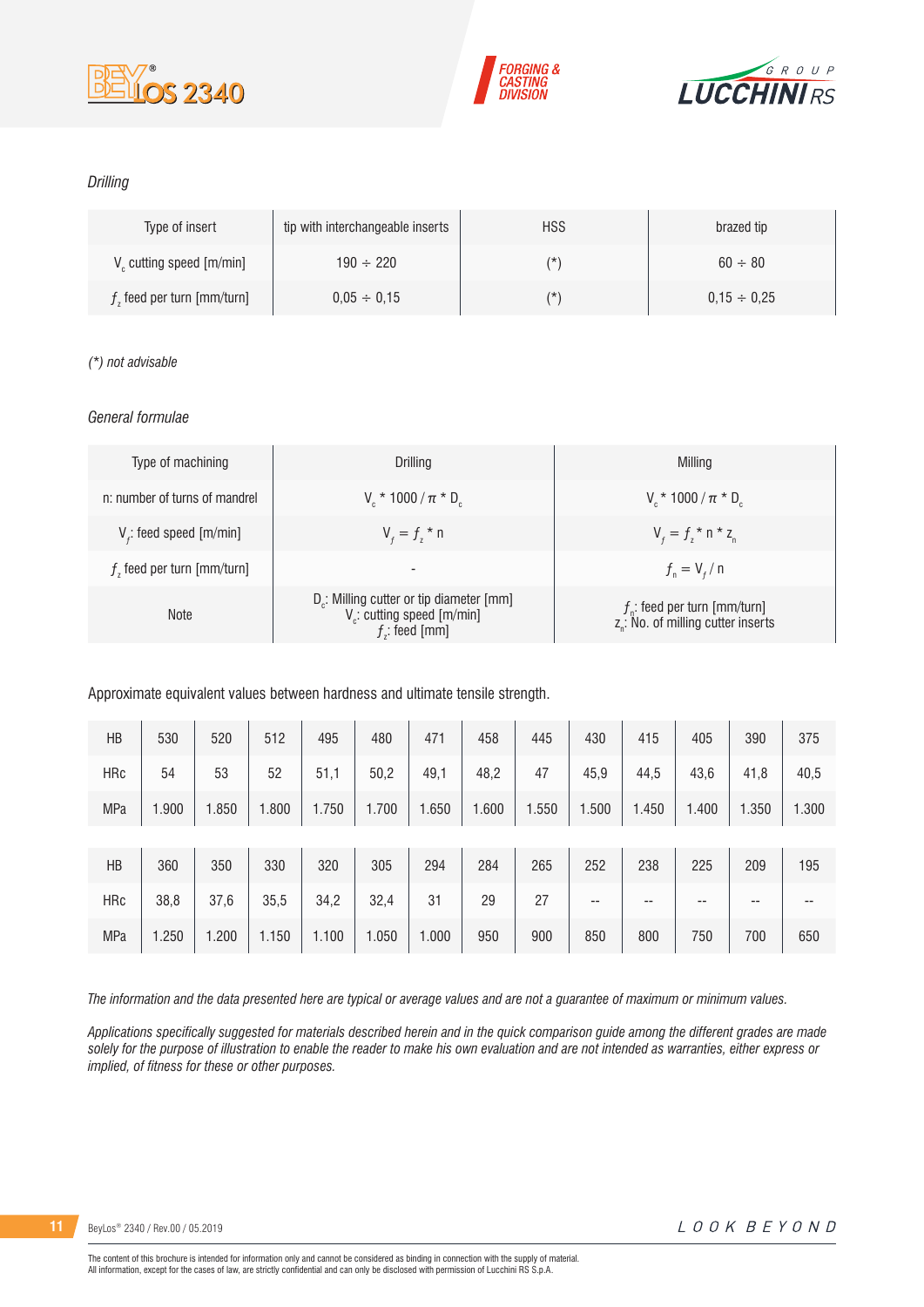*Drilling*

| Type of insert | tip with interchangeable inserts | HSS | brazed tip |
|---|---|---|---|
| $V_c$ cutting speed [m/min] | 190 ÷ 220 | (*) | 60 ÷ 80 |
| $f_z$ feed per turn [mm/turn] | 0,05 ÷ 0,15 | (*) | 0,15 ÷ 0,25 |

*(*) not advisable*

*General formulae*

| Type of machining | Drilling | Milling |
|---|---|---|
| n: number of turns of mandrel | $V_c * 1000 / \pi * D_c$ | $V_c * 1000 / \pi * D_c$ |
| $V_f$: feed speed [m/min] | $V_f = f_z * n$ | $V_f = f_z * n * z_n$ |
| $f_z$ feed per turn [mm/turn] | - | $f_n = V_f / n$ |
| Note | $D_c$: Milling cutter or tip diameter [mm]<br>$V_c$: cutting speed [m/min]<br>$f_z$: feed [mm] | $f_n$: feed per turn [mm/turn]<br>$z_n$: No. of milling cutter inserts |

Approximate equivalent values between hardness and ultimate tensile strength.

| HB | 530 | 520 | 512 | 495 | 480 | 471 | 458 | 445 | 430 | 415 | 405 | 390 | 375 |
|---|---|---|---|---|---|---|---|---|---|---|---|---|---|
| HRc | 54 | 53 | 52 | 51,1 | 50,2 | 49,1 | 48,2 | 47 | 45,9 | 44,5 | 43,6 | 41,8 | 40,5 |
| MPa | 1.900 | 1.850 | 1.800 | 1.750 | 1.700 | 1.650 | 1.600 | 1.550 | 1.500 | 1.450 | 1.400 | 1.350 | 1.300 |

| HB | 360 | 350 | 330 | 320 | 305 | 294 | 284 | 265 | 252 | 238 | 225 | 209 | 195 |
|---|---|---|---|---|---|---|---|---|---|---|---|---|---|
| HRc | 38,8 | 37,6 | 35,5 | 34,2 | 32,4 | 31 | 29 | 27 | -- | -- | -- | -- | -- |
| MPa | 1.250 | 1.200 | 1.150 | 1.100 | 1.050 | 1.000 | 950 | 900 | 850 | 800 | 750 | 700 | 650 |

*The information and the data presented here are typical or average values and are not a guarantee of maximum or minimum values.*

*Applications specifically suggested for materials described herein and in the quick comparison guide among the different grades are made solely for the purpose of illustration to enable the reader to make his own evaluation and are not intended as warranties, either express or implied, of fitness for these or other purposes.*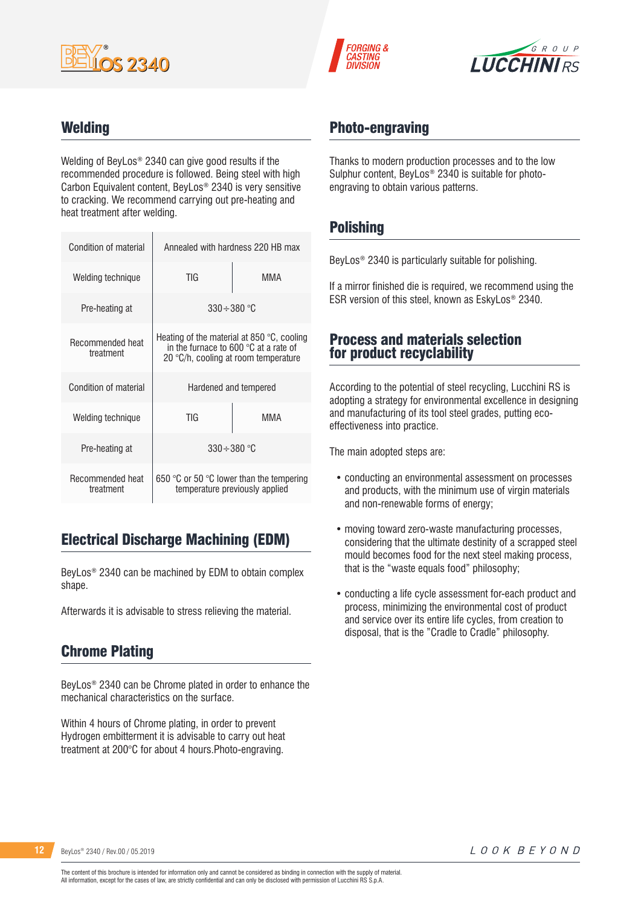## Welding

Welding of BeyLos® 2340 can give good results if the recommended procedure is followed. Being steel with high Carbon Equivalent content, BeyLos® 2340 is very sensitive to cracking. We recommend carrying out pre-heating and heat treatment after welding.

| | | |
|---|---|---|
| Condition of material | Annealed with hardness 220 HB max | |
| Welding technique | TIG | MMA |
| Pre-heating at | 330÷380 °C | |
| Recommended heat treatment | Heating of the material at 850 °C, cooling in the furnace to 600 °C at a rate of 20 °C/h, cooling at room temperature | |
| Condition of material | Hardened and tempered | |
| Welding technique | TIG | MMA |
| Pre-heating at | 330÷380 °C | |
| Recommended heat treatment | 650 °C or 50 °C lower than the tempering temperature previously applied | |

## Electrical Discharge Machining (EDM)

BeyLos® 2340 can be machined by EDM to obtain complex shape.

Afterwards it is advisable to stress relieving the material.

## Chrome Plating

BeyLos® 2340 can be Chrome plated in order to enhance the mechanical characteristics on the surface.

Within 4 hours of Chrome plating, in order to prevent Hydrogen embittement it is advisable to carry out heat treatment at 200°C for about 4 hours.Photo-engraving.

## Photo-engraving

Thanks to modern production processes and to the low Sulphur content, BeyLos® 2340 is suitable for photo-engraving to obtain various patterns.

## Polishing

BeyLos® 2340 is particularly suitable for polishing.

If a mirror finished die is required, we recommend using the ESR version of this steel, known as EskyLos® 2340.

## Process and materials selection for product recyclability

According to the potential of steel recycling, Lucchini RS is adopting a strategy for environmental excellence in designing and manufacturing of its tool steel grades, putting eco-effectiveness into practice.

The main adopted steps are:

- conducting an environmental assessment on processes and products, with the minimum use of virgin materials and non-renewable forms of energy;
- moving toward zero-waste manufacturing processes, considering that the ultimate destinity of a scrapped steel mould becomes food for the next steel making process, that is the “waste equals food” philosophy;
- conducting a life cycle assessment for-each product and process, minimizing the environmental cost of product and service over its entire life cycles, from creation to disposal, that is the ”Cradle to Cradle” philosophy.

The content of this brochure is intended for information only and cannot be considered as binding in connection with the supply of material.
All information, except for the cases of law, are strictly confidential and can only be disclosed with permission of Lucchini RS S.p.A.